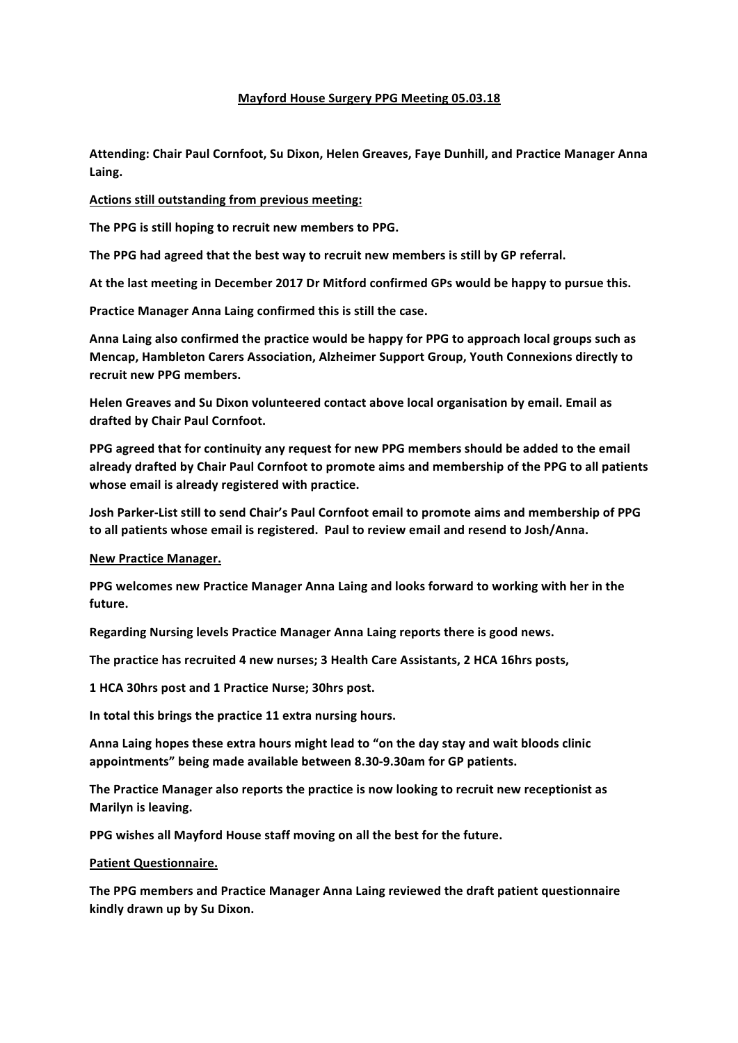# Mayford House Surgery PPG Meeting 05.03.18

**Attending: Chair Paul Cornfoot, Su Dixon, Helen Greaves, Faye Dunhill, and Practice Manager Anna Laing.**

## Actions still outstanding from previous meeting:

**The PPG is still hoping to recruit new members to PPG.**

**The PPG had agreed that the best way to recruit new members is still by GP referral.**

**At the last meeting in December 2017 Dr Mitford confirmed GPs would be happy to pursue this.**

**Practice Manager Anna Laing confirmed this is still the case.**

**Anna Laing also confirmed the practice would be happy for PPG to approach local groups such as Mencap, Hambleton Carers Association, Alzheimer Support Group, Youth Connexions directly to recruit new PPG members.**

**Helen Greaves and Su Dixon volunteered contact above local organisation by email. Email as drafted by Chair Paul Cornfoot.**

**PPG agreed that for continuity any request for new PPG members should be added to the email already drafted by Chair Paul Cornfoot to promote aims and membership of the PPG to all patients whose email is already registered with practice.**

**Josh Parker-List still to send Chair's Paul Cornfoot email to promote aims and membership of PPG to all patients whose email is registered. Paul to review email and resend to Josh/Anna.**

## New Practice Manager.

**PPG welcomes new Practice Manager Anna Laing and looks forward to working with her in the future.**

**Regarding Nursing levels Practice Manager Anna Laing reports there is good news.**

**The practice has recruited 4 new nurses; 3 Health Care Assistants, 2 HCA 16hrs posts,**

**1 HCA 30hrs post and 1 Practice Nurse; 30hrs post.**

**In total this brings the practice 11 extra nursing hours.**

**Anna Laing hopes these extra hours might lead to "on the day stay and wait bloods clinic appointments" being made available between 8.30-9.30am for GP patients.**

**The Practice Manager also reports the practice is now looking to recruit new receptionist as Marilyn is leaving.**

**PPG wishes all Mayford House staff moving on all the best for the future.**

## Patient Questionnaire.

**The PPG members and Practice Manager Anna Laing reviewed the draft patient questionnaire kindly drawn up by Su Dixon.**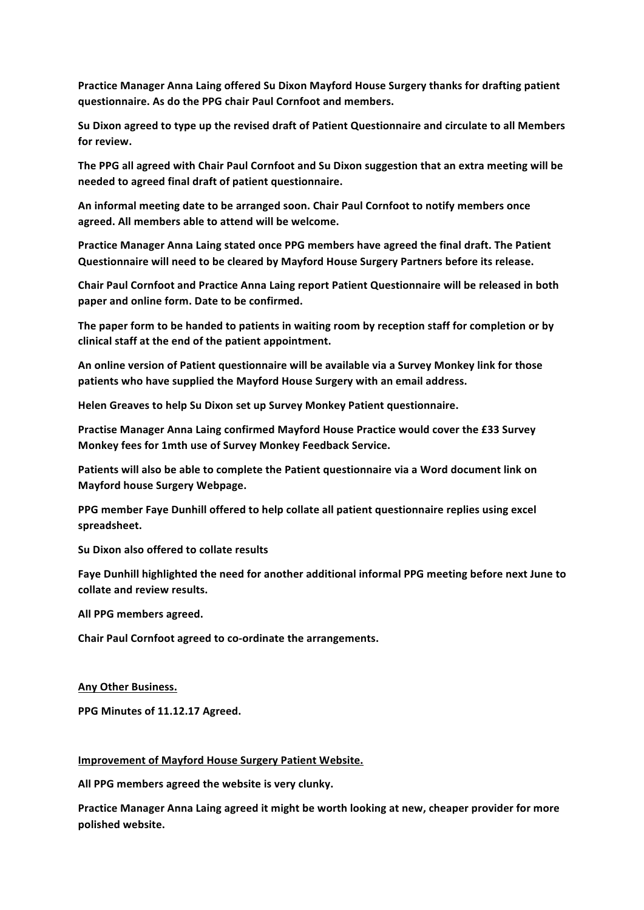**Practice Manager Anna Laing offered Su Dixon Mayford House Surgery thanks for drafting patient questionnaire. As do the PPG chair Paul Cornfoot and members.**

**Su Dixon agreed to type up the revised draft of Patient Questionnaire and circulate to all Members for review.**

**The PPG all agreed with Chair Paul Cornfoot and Su Dixon suggestion that an extra meeting will be needed to agreed final draft of patient questionnaire.**

**An informal meeting date to be arranged soon. Chair Paul Cornfoot to notify members once agreed. All members able to attend will be welcome.**

**Practice Manager Anna Laing stated once PPG members have agreed the final draft. The Patient Questionnaire will need to be cleared by Mayford House Surgery Partners before its release.**

**Chair Paul Cornfoot and Practice Anna Laing report Patient Questionnaire will be released in both paper and online form. Date to be confirmed.**

**The paper form to be handed to patients in waiting room by reception staff for completion or by clinical staff at the end of the patient appointment.**

**An online version of Patient questionnaire will be available via a Survey Monkey link for those patients who have supplied the Mayford House Surgery with an email address.**

**Helen Greaves to help Su Dixon set up Survey Monkey Patient questionnaire.**

**Practise Manager Anna Laing confirmed Mayford House Practice would cover the £33 Survey Monkey fees for 1mth use of Survey Monkey Feedback Service.**

**Patients will also be able to complete the Patient questionnaire via a Word document link on Mayford house Surgery Webpage.**

**PPG member Faye Dunhill offered to help collate all patient questionnaire replies using excel spreadsheet.**

**Su Dixon also offered to collate results**

**Faye Dunhill highlighted the need for another additional informal PPG meeting before next June to collate and review results.**

**All PPG members agreed.**

**Chair Paul Cornfoot agreed to co-ordinate the arrangements.**

**<u>Any Other Business.</u>**

**PPG Minutes of 11.12.17 Agreed.**

**<u>Improvement of Mayford House Surgery Patient Website.</u>**

**All PPG members agreed the website is very clunky.**

**Practice Manager Anna Laing agreed it might be worth looking at new, cheaper provider for more polished website.**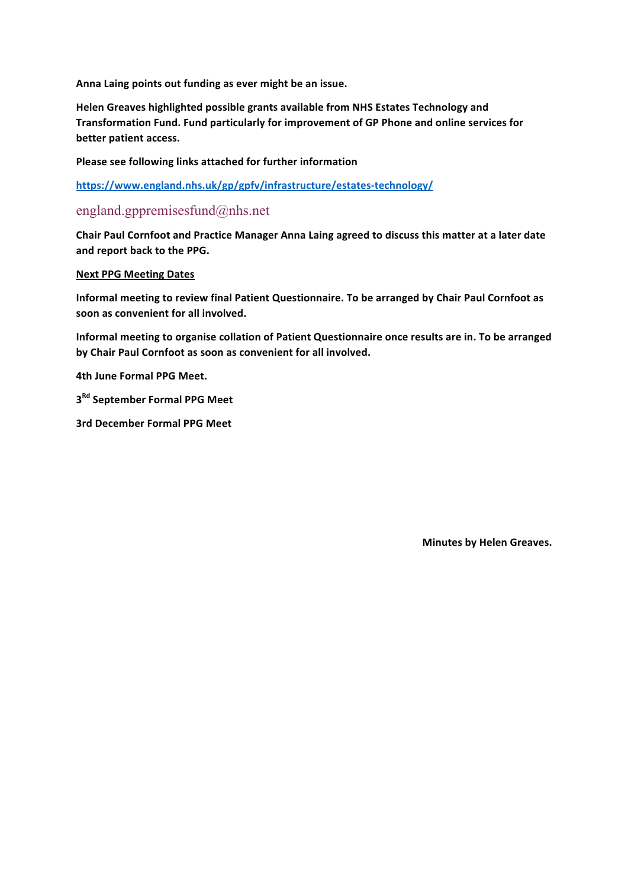**Anna Laing points out funding as ever might be an issue.**

**Helen Greaves highlighted possible grants available from NHS Estates Technology and Transformation Fund. Fund particularly for improvement of GP Phone and online services for better patient access.**

**Please see following links attached for further information**

https://www.england.nhs.uk/gp/gpfv/infrastructure/estates-technology/

england.gppremisesfund@nhs.net

**Chair Paul Cornfoot and Practice Manager Anna Laing agreed to discuss this matter at a later date and report back to the PPG.**

**Next PPG Meeting Dates**

**Informal meeting to review final Patient Questionnaire. To be arranged by Chair Paul Cornfoot as soon as convenient for all involved.**

**Informal meeting to organise collation of Patient Questionnaire once results are in. To be arranged by Chair Paul Cornfoot as soon as convenient for all involved.**

**4th June Formal PPG Meet.**

**3rd September Formal PPG Meet**

**3rd December Formal PPG Meet**

**Minutes by Helen Greaves.**